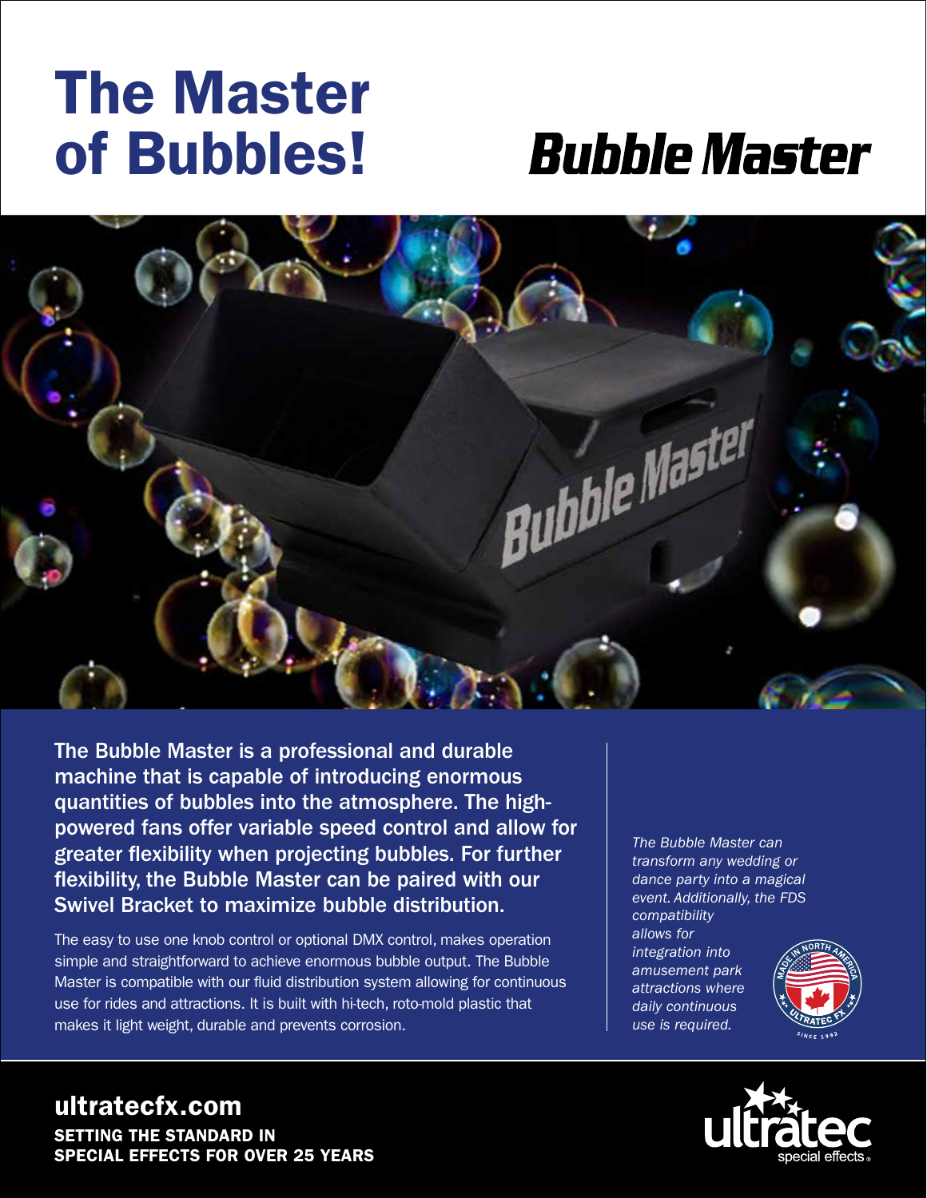# The Master of Bubbles!

## Bubble Master

**The Bubble Master is a professional and durable machine that is capable of introducing enormous quantities of bubbles into the atmosphere. The high-powered fans offer variable speed control and allow for greater flexibility when projecting bubbles. For further flexibility, the Bubble Master can be paired with our Swivel Bracket to maximize bubble distribution.**

The easy to use one knob control or optional DMX control, makes operation simple and straightforward to achieve enormous bubble output. The Bubble Master is compatible with our fluid distribution system allowing for continuous use for rides and attractions. It is built with hi-tech, roto-mold plastic that makes it light weight, durable and prevents corrosion.

*The Bubble Master can transform any wedding or dance party into a magical event. Additionally, the FDS compatibility allows for integration into amusement park attractions where daily continuous use is required.*

MADE IN NORTH AMERICA – ULTRATEC FX – SINCE 1992

**ultratecfx.com**

**SETTING THE STANDARD IN SPECIAL EFFECTS FOR OVER 25 YEARS**

ultratec special effects®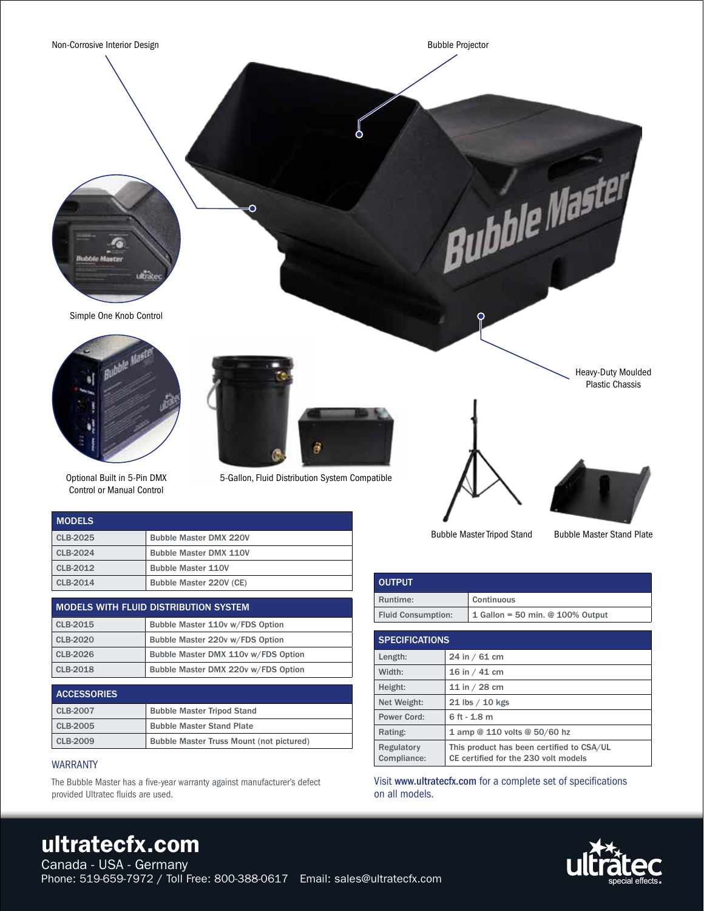Non-Corrosive Interior Design

Bubble Projector

Simple One Knob Control

Heavy-Duty Moulded Plastic Chassis

Optional Built in 5-Pin DMX Control or Manual Control

5-Gallon, Fluid Distribution System Compatible

Bubble Master Tripod Stand

Bubble Master Stand Plate

| MODELS | |
|---|---|
| CLB-2025 | Bubble Master DMX 220V |
| CLB-2024 | Bubble Master DMX 110V |
| CLB-2012 | Bubble Master 110V |
| CLB-2014 | Bubble Master 220V (CE) |

| MODELS WITH FLUID DISTRIBUTION SYSTEM | |
|---|---|
| CLB-2015 | Bubble Master 110v w/FDS Option |
| CLB-2020 | Bubble Master 220v w/FDS Option |
| CLB-2026 | Bubble Master DMX 110v w/FDS Option |
| CLB-2018 | Bubble Master DMX 220v w/FDS Option |

| ACCESSORIES | |
|---|---|
| CLB-2007 | Bubble Master Tripod Stand |
| CLB-2005 | Bubble Master Stand Plate |
| CLB-2009 | Bubble Master Truss Mount (not pictured) |

## WARRANTY

The Bubble Master has a five-year warranty against manufacturer's defect provided Ultratec fluids are used.

| OUTPUT | |
|---|---|
| Runtime: | Continuous |
| Fluid Consumption: | 1 Gallon = 50 min. @ 100% Output |

| SPECIFICATIONS | |
|---|---|
| Length: | 24 in / 61 cm |
| Width: | 16 in / 41 cm |
| Height: | 11 in / 28 cm |
| Net Weight: | 21 lbs / 10 kgs |
| Power Cord: | 6 ft - 1.8 m |
| Rating: | 1 amp @ 110 volts @ 50/60 hz |
| Regulatory Compliance: | This product has been certified to CSA/UL<br>CE certified for the 230 volt models |

Visit www.ultratecfx.com for a complete set of specifications on all models.

**ultratecfx.com**

Canada - USA - Germany

Phone: 519-659-7972 / Toll Free: 800-388-0617 Email: sales@ultratecfx.com

ultratec special effects